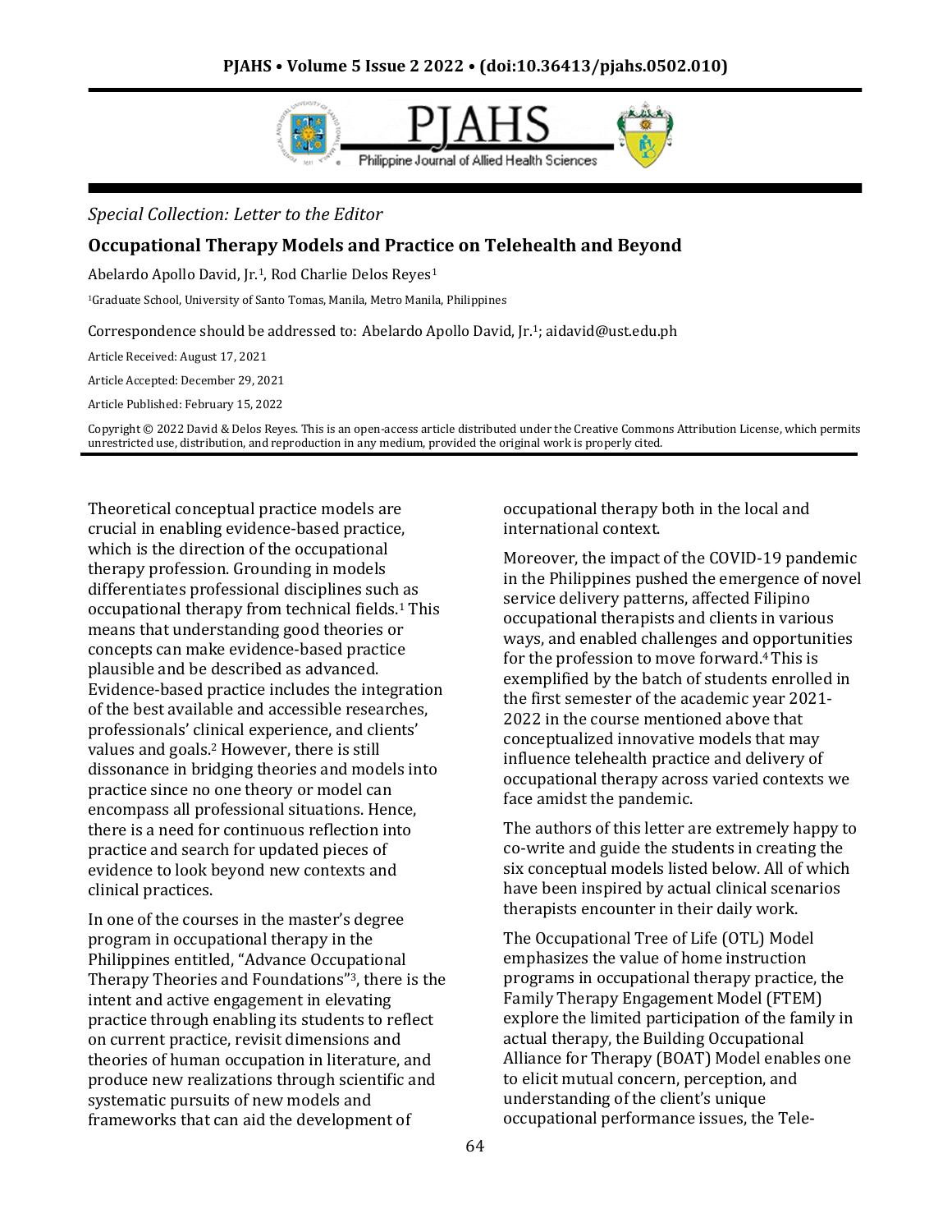*Special Collection: Letter to the Editor*

# Occupational Therapy Models and Practice on Telehealth and Beyond

Abelardo Apollo David, Jr.[1], Rod Charlie Delos Reyes[1]

[1]Graduate School, University of Santo Tomas, Manila, Metro Manila, Philippines

Correspondence should be addressed to: Abelardo Apollo David, Jr.[1]; aidavid@ust.edu.ph

Article Received: August 17, 2021

Article Accepted: December 29, 2021

Article Published: February 15, 2022

Copyright © 2022 David & Delos Reyes. This is an open-access article distributed under the Creative Commons Attribution License, which permits unrestricted use, distribution, and reproduction in any medium, provided the original work is properly cited.

Theoretical conceptual practice models are crucial in enabling evidence-based practice, which is the direction of the occupational therapy profession. Grounding in models differentiates professional disciplines such as occupational therapy from technical fields.[1] This means that understanding good theories or concepts can make evidence-based practice plausible and be described as advanced. Evidence-based practice includes the integration of the best available and accessible researches, professionals' clinical experience, and clients' values and goals.[2] However, there is still dissonance in bridging theories and models into practice since no one theory or model can encompass all professional situations. Hence, there is a need for continuous reflection into practice and search for updated pieces of evidence to look beyond new contexts and clinical practices.

In one of the courses in the master's degree program in occupational therapy in the Philippines entitled, "Advance Occupational Therapy Theories and Foundations"[3], there is the intent and active engagement in elevating practice through enabling its students to reflect on current practice, revisit dimensions and theories of human occupation in literature, and produce new realizations through scientific and systematic pursuits of new models and frameworks that can aid the development of occupational therapy both in the local and international context.

Moreover, the impact of the COVID-19 pandemic in the Philippines pushed the emergence of novel service delivery patterns, affected Filipino occupational therapists and clients in various ways, and enabled challenges and opportunities for the profession to move forward.[4] This is exemplified by the batch of students enrolled in the first semester of the academic year 2021-2022 in the course mentioned above that conceptualized innovative models that may influence telehealth practice and delivery of occupational therapy across varied contexts we face amidst the pandemic.

The authors of this letter are extremely happy to co-write and guide the students in creating the six conceptual models listed below. All of which have been inspired by actual clinical scenarios therapists encounter in their daily work.

The Occupational Tree of Life (OTL) Model emphasizes the value of home instruction programs in occupational therapy practice, the Family Therapy Engagement Model (FTEM) explore the limited participation of the family in actual therapy, the Building Occupational Alliance for Therapy (BOAT) Model enables one to elicit mutual concern, perception, and understanding of the client's unique occupational performance issues, the Tele-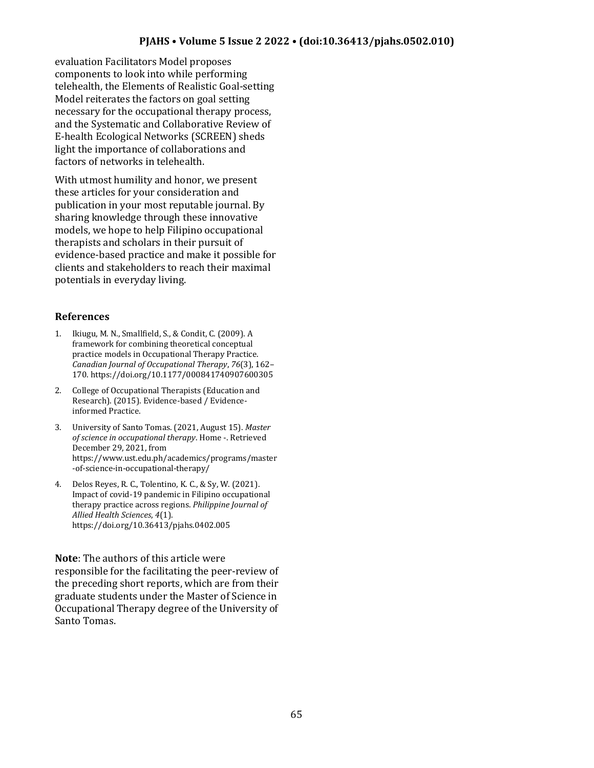evaluation Facilitators Model proposes components to look into while performing telehealth, the Elements of Realistic Goal-setting Model reiterates the factors on goal setting necessary for the occupational therapy process, and the Systematic and Collaborative Review of E-health Ecological Networks (SCREEN) sheds light the importance of collaborations and factors of networks in telehealth.

With utmost humility and honor, we present these articles for your consideration and publication in your most reputable journal. By sharing knowledge through these innovative models, we hope to help Filipino occupational therapists and scholars in their pursuit of evidence-based practice and make it possible for clients and stakeholders to reach their maximal potentials in everyday living.

## References

1. Ikiugu, M. N., Smallfield, S., & Condit, C. (2009). A framework for combining theoretical conceptual practice models in Occupational Therapy Practice. *Canadian Journal of Occupational Therapy*, *76*(3), 162–170. https://doi.org/10.1177/000841740907600305
2. College of Occupational Therapists (Education and Research). (2015). Evidence-based / Evidence-informed Practice.
3. University of Santo Tomas. (2021, August 15). *Master of science in occupational therapy*. Home -. Retrieved December 29, 2021, from https://www.ust.edu.ph/academics/programs/master-of-science-in-occupational-therapy/
4. Delos Reyes, R. C., Tolentino, K. C., & Sy, W. (2021). Impact of covid-19 pandemic in Filipino occupational therapy practice across regions. *Philippine Journal of Allied Health Sciences*, *4*(1). https://doi.org/10.36413/pjahs.0402.005

**Note**: The authors of this article were responsible for the facilitating the peer-review of the preceding short reports, which are from their graduate students under the Master of Science in Occupational Therapy degree of the University of Santo Tomas.